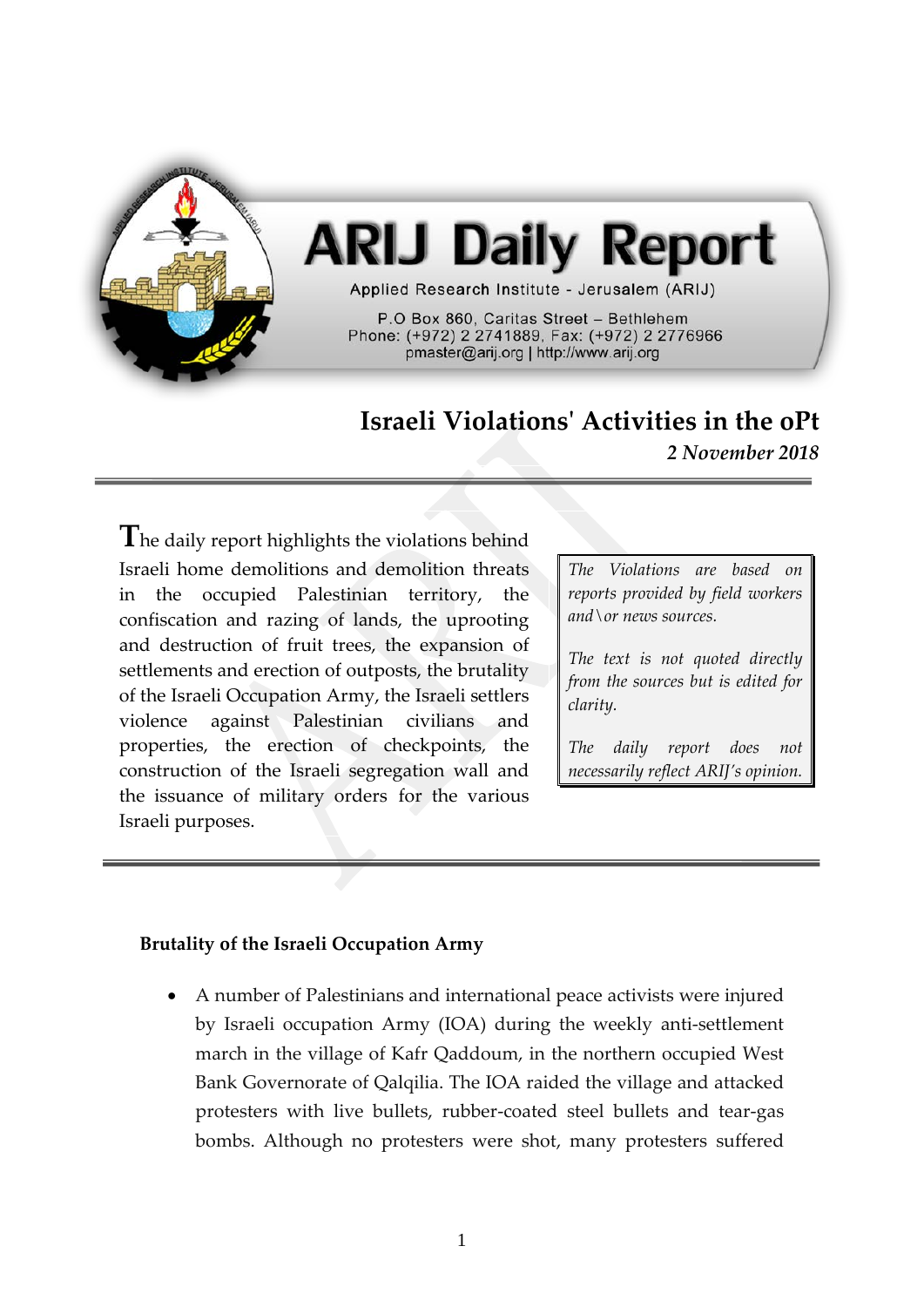# ARIJ Daily Report

Applied Research Institute - Jerusalem (ARIJ)

P.O Box 860, Caritas Street – Bethlehem
Phone: (+972) 2 2741889, Fax: (+972) 2 2776966
pmaster@arij.org | http://www.arij.org

## Israeli Violations' Activities in the oPt

*2 November 2018*

---

The daily report highlights the violations behind Israeli home demolitions and demolition threats in the occupied Palestinian territory, the confiscation and razing of lands, the uprooting and destruction of fruit trees, the expansion of settlements and erection of outposts, the brutality of the Israeli Occupation Army, the Israeli settlers violence against Palestinian civilians and properties, the erection of checkpoints, the construction of the Israeli segregation wall and the issuance of military orders for the various Israeli purposes.

*The Violations are based on reports provided by field workers and\or news sources.*

*The text is not quoted directly from the sources but is edited for clarity.*

*The daily report does not necessarily reflect ARIJ's opinion.*

---

**Brutality of the Israeli Occupation Army**

- A number of Palestinians and international peace activists were injured by Israeli occupation Army (IOA) during the weekly anti-settlement march in the village of Kafr Qaddoum, in the northern occupied West Bank Governorate of Qalqilia. The IOA raided the village and attacked protesters with live bullets, rubber-coated steel bullets and tear-gas bombs. Although no protesters were shot, many protesters suffered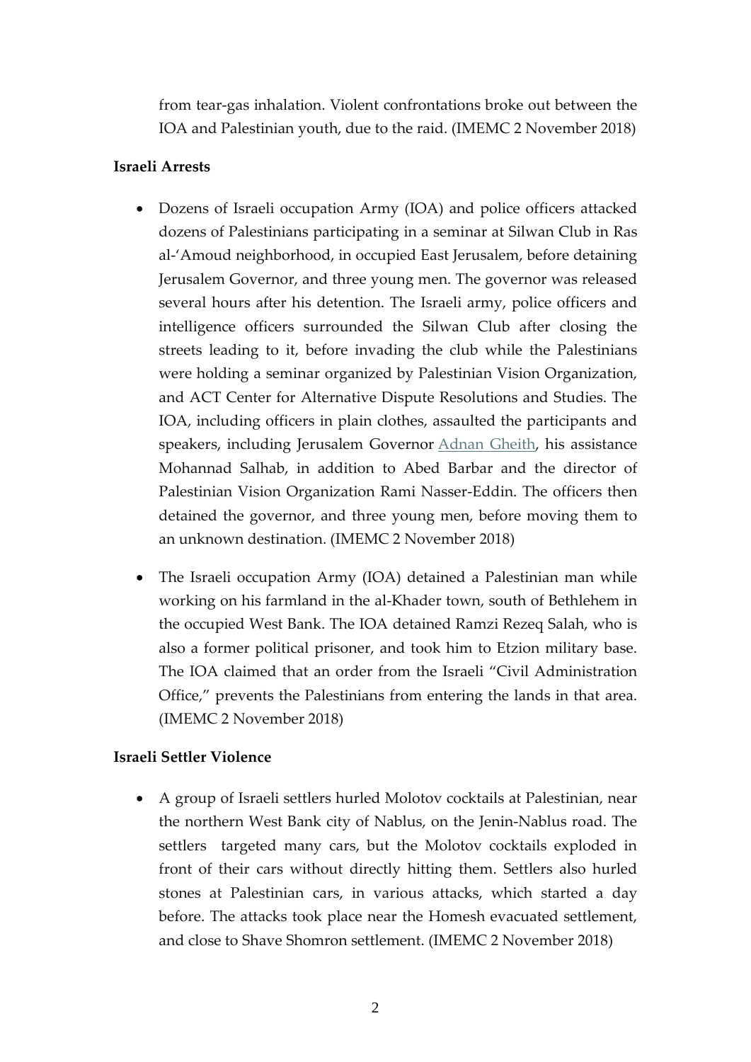from tear-gas inhalation. Violent confrontations broke out between the IOA and Palestinian youth, due to the raid. (IMEMC 2 November 2018)

**Israeli Arrests**

- Dozens of Israeli occupation Army (IOA) and police officers attacked dozens of Palestinians participating in a seminar at Silwan Club in Ras al-'Amoud neighborhood, in occupied East Jerusalem, before detaining Jerusalem Governor, and three young men. The governor was released several hours after his detention. The Israeli army, police officers and intelligence officers surrounded the Silwan Club after closing the streets leading to it, before invading the club while the Palestinians were holding a seminar organized by Palestinian Vision Organization, and ACT Center for Alternative Dispute Resolutions and Studies. The IOA, including officers in plain clothes, assaulted the participants and speakers, including Jerusalem Governor Adnan Gheith, his assistance Mohannad Salhab, in addition to Abed Barbar and the director of Palestinian Vision Organization Rami Nasser-Eddin. The officers then detained the governor, and three young men, before moving them to an unknown destination. (IMEMC 2 November 2018)

- The Israeli occupation Army (IOA) detained a Palestinian man while working on his farmland in the al-Khader town, south of Bethlehem in the occupied West Bank. The IOA detained Ramzi Rezeq Salah, who is also a former political prisoner, and took him to Etzion military base. The IOA claimed that an order from the Israeli "Civil Administration Office," prevents the Palestinians from entering the lands in that area. (IMEMC 2 November 2018)

**Israeli Settler Violence**

- A group of Israeli settlers hurled Molotov cocktails at Palestinian, near the northern West Bank city of Nablus, on the Jenin-Nablus road. The settlers targeted many cars, but the Molotov cocktails exploded in front of their cars without directly hitting them. Settlers also hurled stones at Palestinian cars, in various attacks, which started a day before. The attacks took place near the Homesh evacuated settlement, and close to Shave Shomron settlement. (IMEMC 2 November 2018)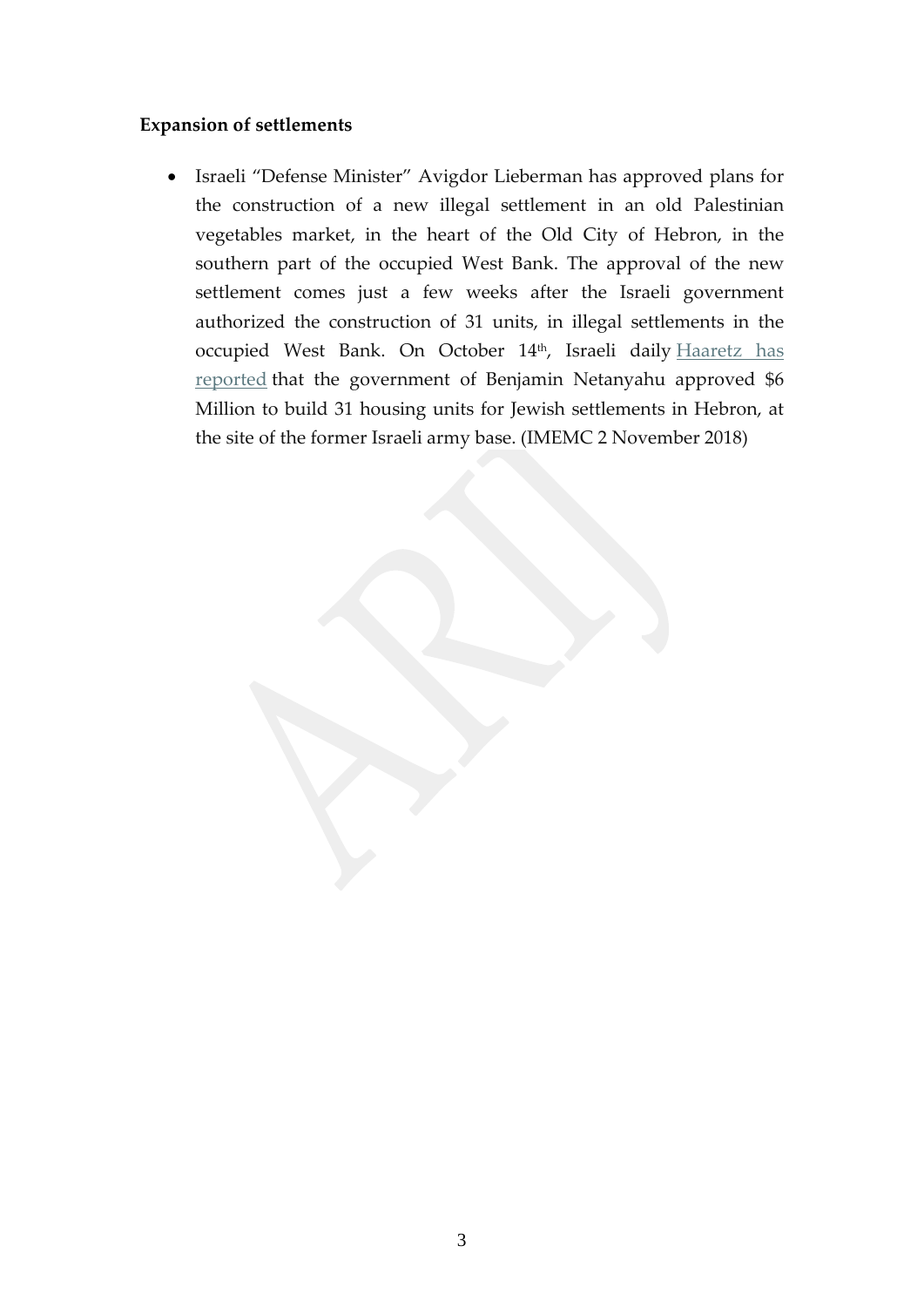**Expansion of settlements**

- Israeli "Defense Minister" Avigdor Lieberman has approved plans for the construction of a new illegal settlement in an old Palestinian vegetables market, in the heart of the Old City of Hebron, in the southern part of the occupied West Bank. The approval of the new settlement comes just a few weeks after the Israeli government authorized the construction of 31 units, in illegal settlements in the occupied West Bank. On October 14th, Israeli daily Haaretz has reported that the government of Benjamin Netanyahu approved $6 Million to build 31 housing units for Jewish settlements in Hebron, at the site of the former Israeli army base. (IMEMC 2 November 2018)